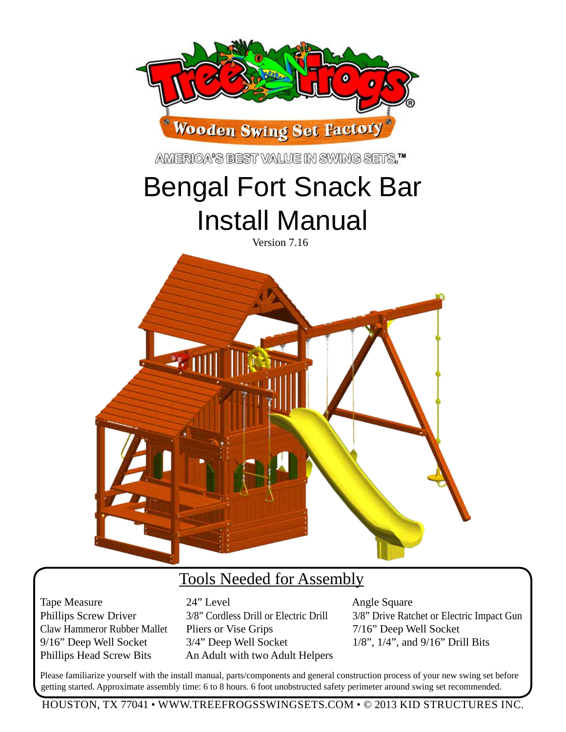AMERICA'S BEST VALUE IN SWING SETS.™

# Bengal Fort Snack Bar Install Manual

Version 7.16

## Tools Needed for Assembly

- Tape Measure
- Phillips Screw Driver
- Claw Hammeror Rubber Mallet
- 9/16" Deep Well Socket
- Phillips Head Screw Bits
- 24" Level
- 3/8" Cordless Drill or Electric Drill
- Pliers or Vise Grips
- 3/4" Deep Well Socket
- An Adult with two Adult Helpers
- Angle Square
- 3/8" Drive Ratchet or Electric Impact Gun
- 7/16" Deep Well Socket
- 1/8", 1/4", and 9/16" Drill Bits

Please familiarize yourself with the install manual, parts/components and general construction process of your new swing set before getting started. Approximate assembly time: 6 to 8 hours. 6 foot unobstructed safety perimeter around swing set recommended.

HOUSTON, TX 77041 • WWW.TREEFROGSSWINGSETS.COM • © 2013 KID STRUCTURES INC.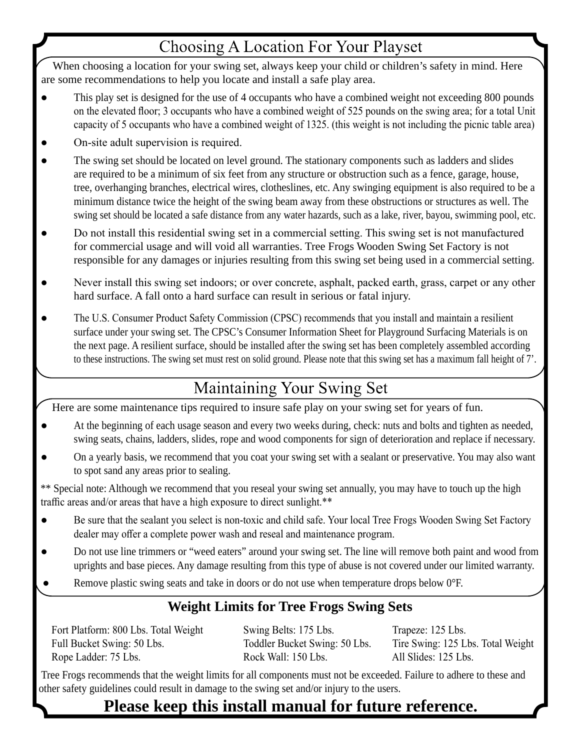# Choosing A Location For Your Playset

When choosing a location for your swing set, always keep your child or children's safety in mind. Here are some recommendations to help you locate and install a safe play area.

- This play set is designed for the use of 4 occupants who have a combined weight not exceeding 800 pounds on the elevated floor; 3 occupants who have a combined weight of 525 pounds on the swing area; for a total Unit capacity of 5 occupants who have a combined weight of 1325. (this weight is not including the picnic table area)
- On-site adult supervision is required.
- The swing set should be located on level ground. The stationary components such as ladders and slides are required to be a minimum of six feet from any structure or obstruction such as a fence, garage, house, tree, overhanging branches, electrical wires, clotheslines, etc. Any swinging equipment is also required to be a minimum distance twice the height of the swing beam away from these obstructions or structures as well. The swing set should be located a safe distance from any water hazards, such as a lake, river, bayou, swimming pool, etc.
- Do not install this residential swing set in a commercial setting. This swing set is not manufactured for commercial usage and will void all warranties. Tree Frogs Wooden Swing Set Factory is not responsible for any damages or injuries resulting from this swing set being used in a commercial setting.
- Never install this swing set indoors; or over concrete, asphalt, packed earth, grass, carpet or any other hard surface. A fall onto a hard surface can result in serious or fatal injury.
- The U.S. Consumer Product Safety Commission (CPSC) recommends that you install and maintain a resilient surface under your swing set. The CPSC's Consumer Information Sheet for Playground Surfacing Materials is on the next page. A resilient surface, should be installed after the swing set has been completely assembled according to these instructions. The swing set must rest on solid ground. Please note that this swing set has a maximum fall height of 7'.

# Maintaining Your Swing Set

Here are some maintenance tips required to insure safe play on your swing set for years of fun.

- At the beginning of each usage season and every two weeks during, check: nuts and bolts and tighten as needed, swing seats, chains, ladders, slides, rope and wood components for sign of deterioration and replace if necessary.
- On a yearly basis, we recommend that you coat your swing set with a sealant or preservative. You may also want to spot sand any areas prior to sealing.

** Special note: Although we recommend that you reseal your swing set annually, you may have to touch up the high traffic areas and/or areas that have a high exposure to direct sunlight.**

- Be sure that the sealant you select is non-toxic and child safe. Your local Tree Frogs Wooden Swing Set Factory dealer may offer a complete power wash and reseal and maintenance program.
- Do not use line trimmers or "weed eaters" around your swing set. The line will remove both paint and wood from uprights and base pieces. Any damage resulting from this type of abuse is not covered under our limited warranty.
- Remove plastic swing seats and take in doors or do not use when temperature drops below 0°F.

## Weight Limits for Tree Frogs Swing Sets

| | | |
|---|---|---|
| Fort Platform: 800 Lbs. Total Weight | Swing Belts: 175 Lbs. | Trapeze: 125 Lbs. |
| Full Bucket Swing: 50 Lbs. | Toddler Bucket Swing: 50 Lbs. | Tire Swing: 125 Lbs. Total Weight |
| Rope Ladder: 75 Lbs. | Rock Wall: 150 Lbs. | All Slides: 125 Lbs. |

Tree Frogs recommends that the weight limits for all components must not be exceeded. Failure to adhere to these and other safety guidelines could result in damage to the swing set and/or injury to the users.

**Please keep this install manual for future reference.**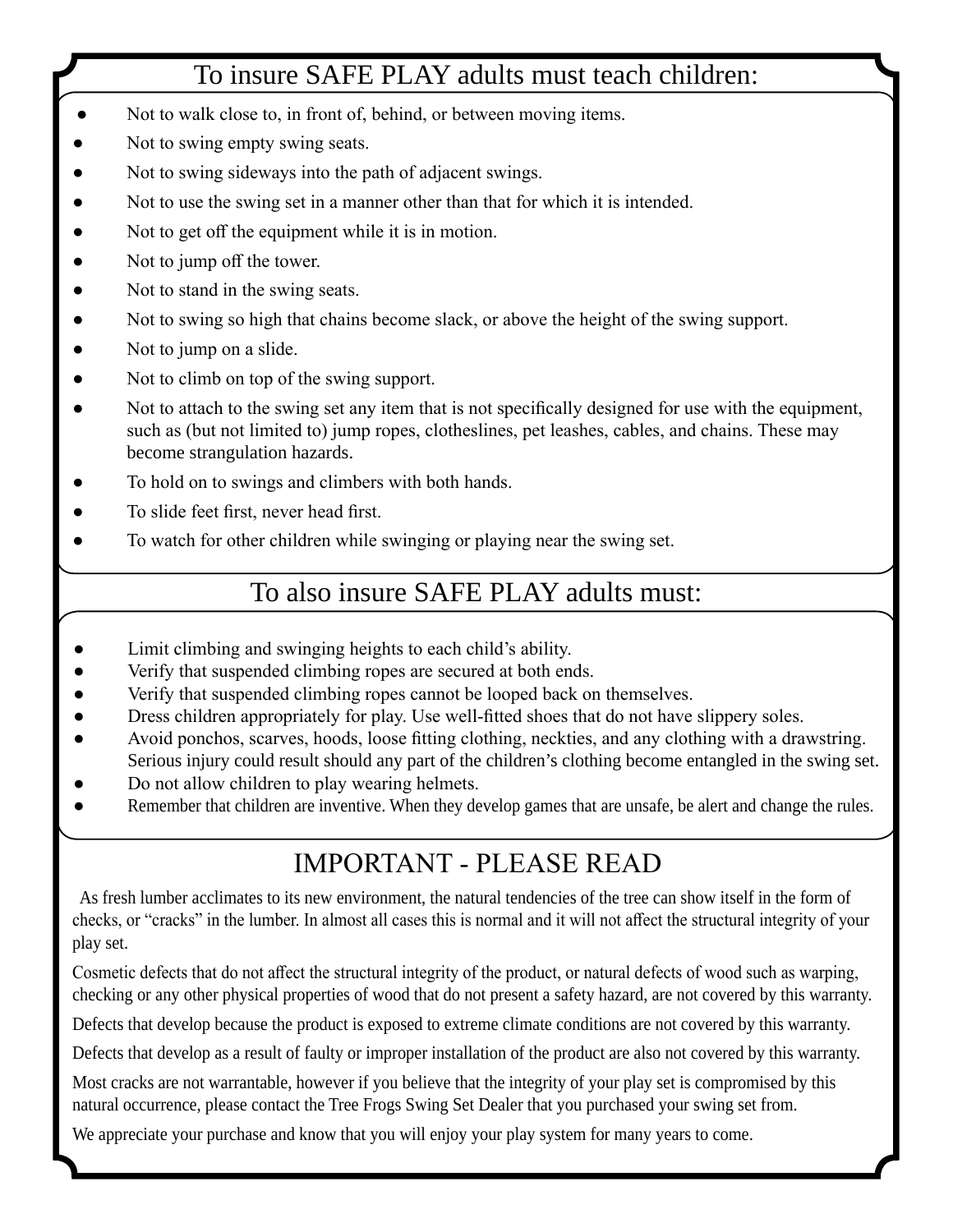## To insure SAFE PLAY adults must teach children:

- Not to walk close to, in front of, behind, or between moving items.
- Not to swing empty swing seats.
- Not to swing sideways into the path of adjacent swings.
- Not to use the swing set in a manner other than that for which it is intended.
- Not to get off the equipment while it is in motion.
- Not to jump off the tower.
- Not to stand in the swing seats.
- Not to swing so high that chains become slack, or above the height of the swing support.
- Not to jump on a slide.
- Not to climb on top of the swing support.
- Not to attach to the swing set any item that is not specifically designed for use with the equipment, such as (but not limited to) jump ropes, clotheslines, pet leashes, cables, and chains. These may become strangulation hazards.
- To hold on to swings and climbers with both hands.
- To slide feet first, never head first.
- To watch for other children while swinging or playing near the swing set.

## To also insure SAFE PLAY adults must:

- Limit climbing and swinging heights to each child's ability.
- Verify that suspended climbing ropes are secured at both ends.
- Verify that suspended climbing ropes cannot be looped back on themselves.
- Dress children appropriately for play. Use well-fitted shoes that do not have slippery soles.
- Avoid ponchos, scarves, hoods, loose fitting clothing, neckties, and any clothing with a drawstring. Serious injury could result should any part of the children's clothing become entangled in the swing set.
- Do not allow children to play wearing helmets.
- Remember that children are inventive. When they develop games that are unsafe, be alert and change the rules.

## IMPORTANT - PLEASE READ

As fresh lumber acclimates to its new environment, the natural tendencies of the tree can show itself in the form of checks, or "cracks" in the lumber. In almost all cases this is normal and it will not affect the structural integrity of your play set.

Cosmetic defects that do not affect the structural integrity of the product, or natural defects of wood such as warping, checking or any other physical properties of wood that do not present a safety hazard, are not covered by this warranty.

Defects that develop because the product is exposed to extreme climate conditions are not covered by this warranty.

Defects that develop as a result of faulty or improper installation of the product are also not covered by this warranty.

Most cracks are not warrantable, however if you believe that the integrity of your play set is compromised by this natural occurrence, please contact the Tree Frogs Swing Set Dealer that you purchased your swing set from.

We appreciate your purchase and know that you will enjoy your play system for many years to come.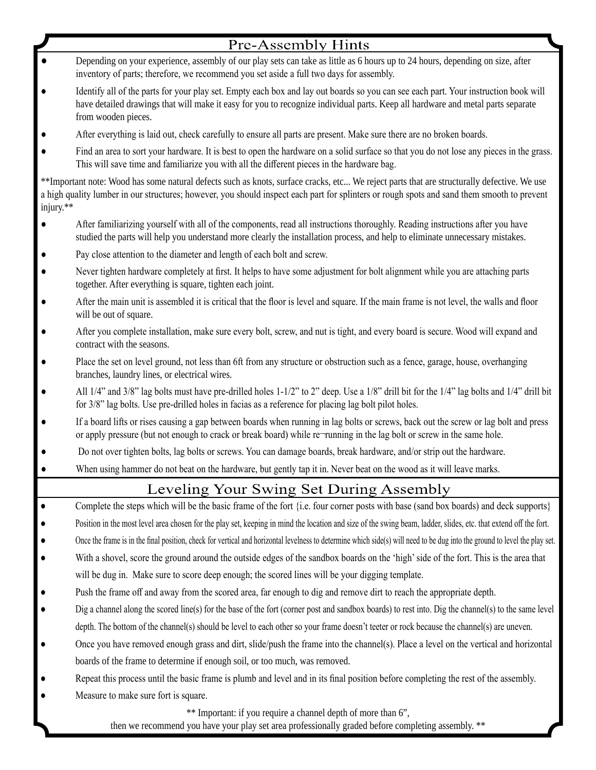## Pre-Assembly Hints

- Depending on your experience, assembly of our play sets can take as little as 6 hours up to 24 hours, depending on size, after inventory of parts; therefore, we recommend you set aside a full two days for assembly.
- Identify all of the parts for your play set. Empty each box and lay out boards so you can see each part. Your instruction book will have detailed drawings that will make it easy for you to recognize individual parts. Keep all hardware and metal parts separate from wooden pieces.
- After everything is laid out, check carefully to ensure all parts are present. Make sure there are no broken boards.
- Find an area to sort your hardware. It is best to open the hardware on a solid surface so that you do not lose any pieces in the grass. This will save time and familiarize you with all the different pieces in the hardware bag.

**Important note: Wood has some natural defects such as knots, surface cracks, etc... We reject parts that are structurally defective. We use a high quality lumber in our structures; however, you should inspect each part for splinters or rough spots and sand them smooth to prevent injury.**

- After familiarizing yourself with all of the components, read all instructions thoroughly. Reading instructions after you have studied the parts will help you understand more clearly the installation process, and help to eliminate unnecessary mistakes.
- Pay close attention to the diameter and length of each bolt and screw.
- Never tighten hardware completely at first. It helps to have some adjustment for bolt alignment while you are attaching parts together. After everything is square, tighten each joint.
- After the main unit is assembled it is critical that the floor is level and square. If the main frame is not level, the walls and floor will be out of square.
- After you complete installation, make sure every bolt, screw, and nut is tight, and every board is secure. Wood will expand and contract with the seasons.
- Place the set on level ground, not less than 6ft from any structure or obstruction such as a fence, garage, house, overhanging branches, laundry lines, or electrical wires.
- All 1/4" and 3/8" lag bolts must have pre-drilled holes 1-1/2" to 2" deep. Use a 1/8" drill bit for the 1/4" lag bolts and 1/4" drill bit for 3/8" lag bolts. Use pre-drilled holes in facias as a reference for placing lag bolt pilot holes.
- If a board lifts or rises causing a gap between boards when running in lag bolts or screws, back out the screw or lag bolt and press or apply pressure (but not enough to crack or break board) while re-running in the lag bolt or screw in the same hole.
- Do not over tighten bolts, lag bolts or screws. You can damage boards, break hardware, and/or strip out the hardware.
- When using hammer do not beat on the hardware, but gently tap it in. Never beat on the wood as it will leave marks.

## Leveling Your Swing Set During Assembly

- Complete the steps which will be the basic frame of the fort {i.e. four corner posts with base (sand box boards) and deck supports}
- Position in the most level area chosen for the play set, keeping in mind the location and size of the swing beam, ladder, slides, etc. that extend off the fort.
- Once the frame is in the final position, check for vertical and horizontal levelness to determine which side(s) will need to be dug into the ground to level the play set.
- With a shovel, score the ground around the outside edges of the sandbox boards on the 'high' side of the fort. This is the area that will be dug in. Make sure to score deep enough; the scored lines will be your digging template.
- Push the frame off and away from the scored area, far enough to dig and remove dirt to reach the appropriate depth.
- Dig a channel along the scored line(s) for the base of the fort (corner post and sandbox boards) to rest into. Dig the channel(s) to the same level depth. The bottom of the channel(s) should be level to each other so your frame doesn't teeter or rock because the channel(s) are uneven.
- Once you have removed enough grass and dirt, slide/push the frame into the channel(s). Place a level on the vertical and horizontal boards of the frame to determine if enough soil, or too much, was removed.
- Repeat this process until the basic frame is plumb and level and in its final position before completing the rest of the assembly.
- Measure to make sure fort is square.

** Important: if you require a channel depth of more than 6", then we recommend you have your play set area professionally graded before completing assembly. **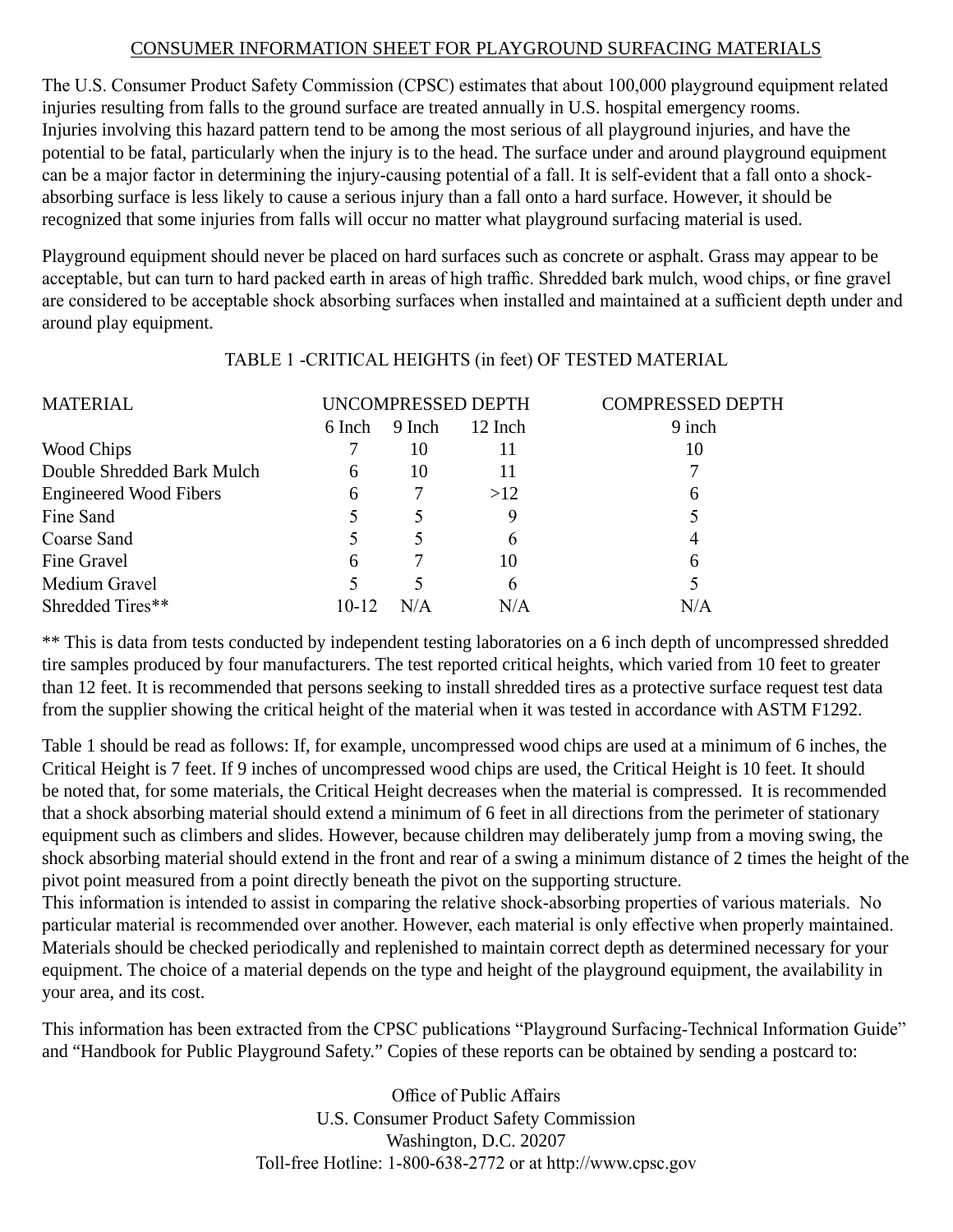## CONSUMER INFORMATION SHEET FOR PLAYGROUND SURFACING MATERIALS

The U.S. Consumer Product Safety Commission (CPSC) estimates that about 100,000 playground equipment related injuries resulting from falls to the ground surface are treated annually in U.S. hospital emergency rooms. Injuries involving this hazard pattern tend to be among the most serious of all playground injuries, and have the potential to be fatal, particularly when the injury is to the head. The surface under and around playground equipment can be a major factor in determining the injury-causing potential of a fall. It is self-evident that a fall onto a shock-absorbing surface is less likely to cause a serious injury than a fall onto a hard surface. However, it should be recognized that some injuries from falls will occur no matter what playground surfacing material is used.

Playground equipment should never be placed on hard surfaces such as concrete or asphalt. Grass may appear to be acceptable, but can turn to hard packed earth in areas of high traffic. Shredded bark mulch, wood chips, or fine gravel are considered to be acceptable shock absorbing surfaces when installed and maintained at a sufficient depth under and around play equipment.

TABLE 1 -CRITICAL HEIGHTS (in feet) OF TESTED MATERIAL

| MATERIAL | UNCOMPRESSED DEPTH | | | COMPRESSED DEPTH |
|---|---|---|---|---|
| | 6 Inch | 9 Inch | 12 Inch | 9 inch |
| Wood Chips | 7 | 10 | 11 | 10 |
| Double Shredded Bark Mulch | 6 | 10 | 11 | 7 |
| Engineered Wood Fibers | 6 | 7 | >12 | 6 |
| Fine Sand | 5 | 5 | 9 | 5 |
| Coarse Sand | 5 | 5 | 6 | 4 |
| Fine Gravel | 6 | 7 | 10 | 6 |
| Medium Gravel | 5 | 5 | 6 | 5 |
| Shredded Tires** | 10-12 | N/A | N/A | N/A |

** This is data from tests conducted by independent testing laboratories on a 6 inch depth of uncompressed shredded tire samples produced by four manufacturers. The test reported critical heights, which varied from 10 feet to greater than 12 feet. It is recommended that persons seeking to install shredded tires as a protective surface request test data from the supplier showing the critical height of the material when it was tested in accordance with ASTM F1292.

Table 1 should be read as follows: If, for example, uncompressed wood chips are used at a minimum of 6 inches, the Critical Height is 7 feet. If 9 inches of uncompressed wood chips are used, the Critical Height is 10 feet. It should be noted that, for some materials, the Critical Height decreases when the material is compressed. It is recommended that a shock absorbing material should extend a minimum of 6 feet in all directions from the perimeter of stationary equipment such as climbers and slides. However, because children may deliberately jump from a moving swing, the shock absorbing material should extend in the front and rear of a swing a minimum distance of 2 times the height of the pivot point measured from a point directly beneath the pivot on the supporting structure.

This information is intended to assist in comparing the relative shock-absorbing properties of various materials. No particular material is recommended over another. However, each material is only effective when properly maintained. Materials should be checked periodically and replenished to maintain correct depth as determined necessary for your equipment. The choice of a material depends on the type and height of the playground equipment, the availability in your area, and its cost.

This information has been extracted from the CPSC publications "Playground Surfacing-Technical Information Guide" and "Handbook for Public Playground Safety." Copies of these reports can be obtained by sending a postcard to:

Office of Public Affairs
U.S. Consumer Product Safety Commission
Washington, D.C. 20207
Toll-free Hotline: 1-800-638-2772 or at http://www.cpsc.gov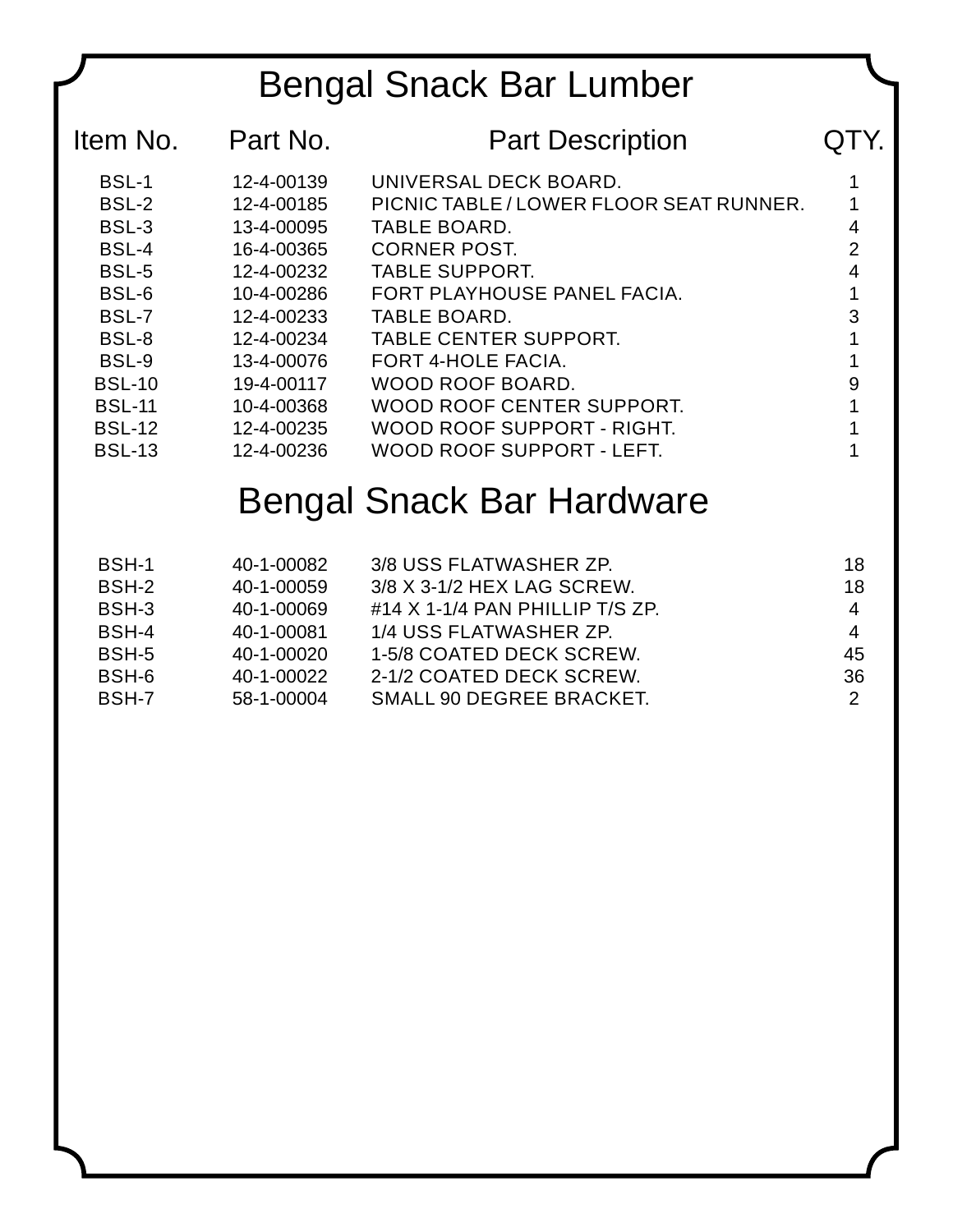# Bengal Snack Bar Lumber

| Item No. | Part No. | Part Description | QTY. |
|---|---|---|---|
| BSL-1 | 12-4-00139 | UNIVERSAL DECK BOARD. | 1 |
| BSL-2 | 12-4-00185 | PICNIC TABLE / LOWER FLOOR SEAT RUNNER. | 1 |
| BSL-3 | 13-4-00095 | TABLE BOARD. | 4 |
| BSL-4 | 16-4-00365 | CORNER POST. | 2 |
| BSL-5 | 12-4-00232 | TABLE SUPPORT. | 4 |
| BSL-6 | 10-4-00286 | FORT PLAYHOUSE PANEL FACIA. | 1 |
| BSL-7 | 12-4-00233 | TABLE BOARD. | 3 |
| BSL-8 | 12-4-00234 | TABLE CENTER SUPPORT. | 1 |
| BSL-9 | 13-4-00076 | FORT 4-HOLE FACIA. | 1 |
| BSL-10 | 19-4-00117 | WOOD ROOF BOARD. | 9 |
| BSL-11 | 10-4-00368 | WOOD ROOF CENTER SUPPORT. | 1 |
| BSL-12 | 12-4-00235 | WOOD ROOF SUPPORT - RIGHT. | 1 |
| BSL-13 | 12-4-00236 | WOOD ROOF SUPPORT - LEFT. | 1 |

# Bengal Snack Bar Hardware

| Item No. | Part No. | Part Description | QTY. |
|---|---|---|---|
| BSH-1 | 40-1-00082 | 3/8 USS FLATWASHER ZP. | 18 |
| BSH-2 | 40-1-00059 | 3/8 X 3-1/2 HEX LAG SCREW. | 18 |
| BSH-3 | 40-1-00069 | #14 X 1-1/4 PAN PHILLIP T/S ZP. | 4 |
| BSH-4 | 40-1-00081 | 1/4 USS FLATWASHER ZP. | 4 |
| BSH-5 | 40-1-00020 | 1-5/8 COATED DECK SCREW. | 45 |
| BSH-6 | 40-1-00022 | 2-1/2 COATED DECK SCREW. | 36 |
| BSH-7 | 58-1-00004 | SMALL 90 DEGREE BRACKET. | 2 |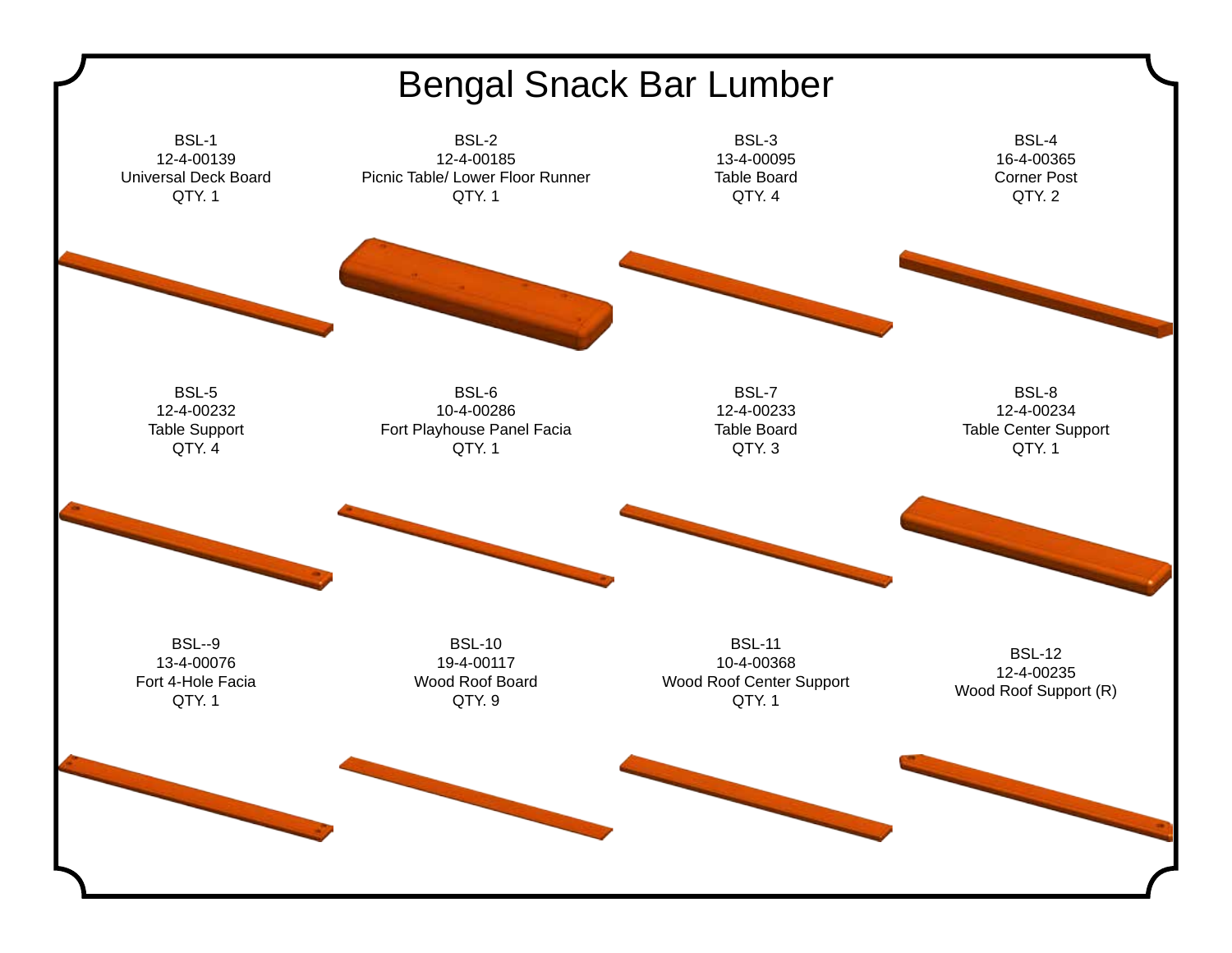# Bengal Snack Bar Lumber

BSL-1
12-4-00139
Universal Deck Board
QTY. 1

BSL-2
12-4-00185
Picnic Table/ Lower Floor Runner
QTY. 1

BSL-3
13-4-00095
Table Board
QTY. 4

BSL-4
16-4-00365
Corner Post
QTY. 2

BSL-5
12-4-00232
Table Support
QTY. 4

BSL-6
10-4-00286
Fort Playhouse Panel Facia
QTY. 1

BSL-7
12-4-00233
Table Board
QTY. 3

BSL-8
12-4-00234
Table Center Support
QTY. 1

BSL--9
13-4-00076
Fort 4-Hole Facia
QTY. 1

BSL-10
19-4-00117
Wood Roof Board
QTY. 9

BSL-11
10-4-00368
Wood Roof Center Support
QTY. 1

BSL-12
12-4-00235
Wood Roof Support (R)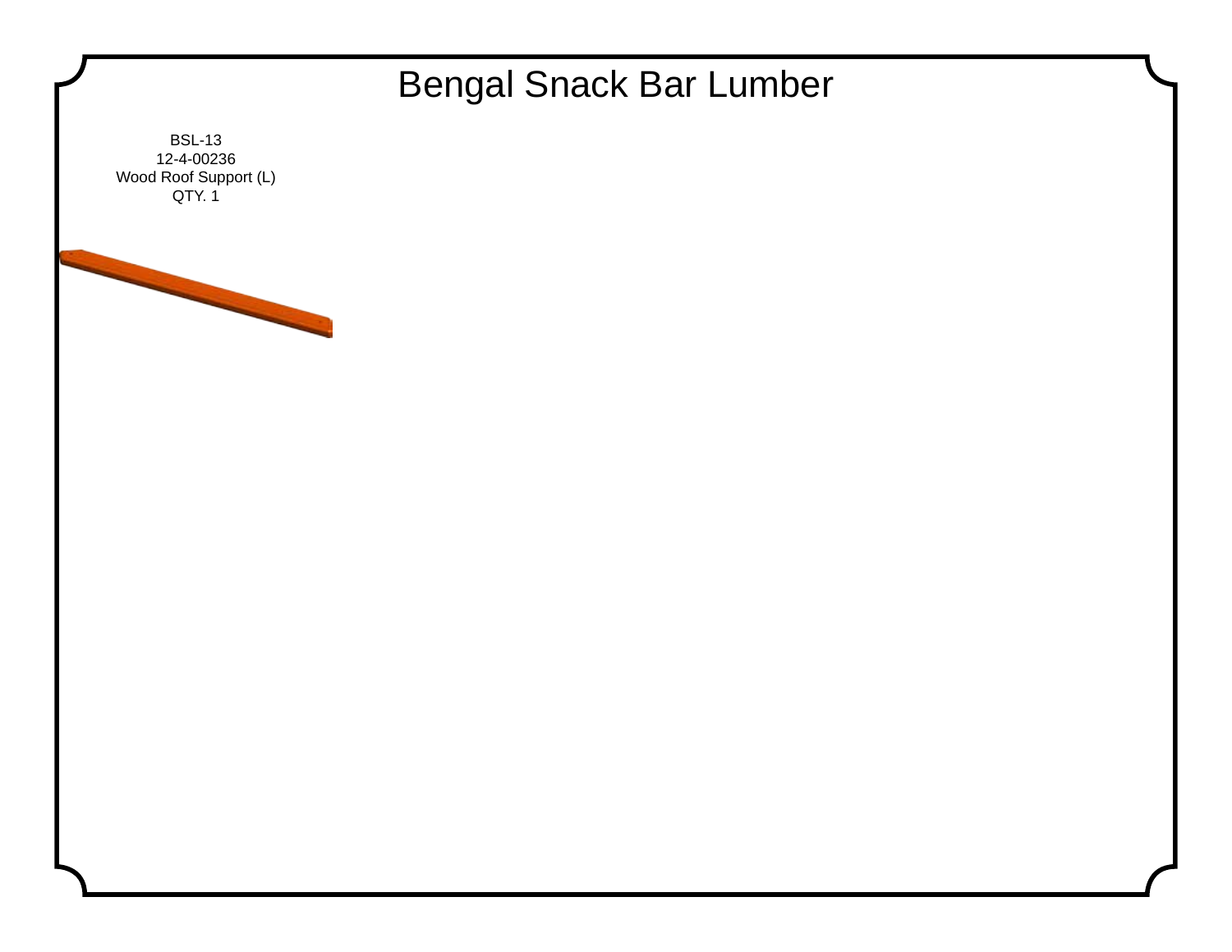# Bengal Snack Bar Lumber

BSL-13
12-4-00236
Wood Roof Support (L)
QTY. 1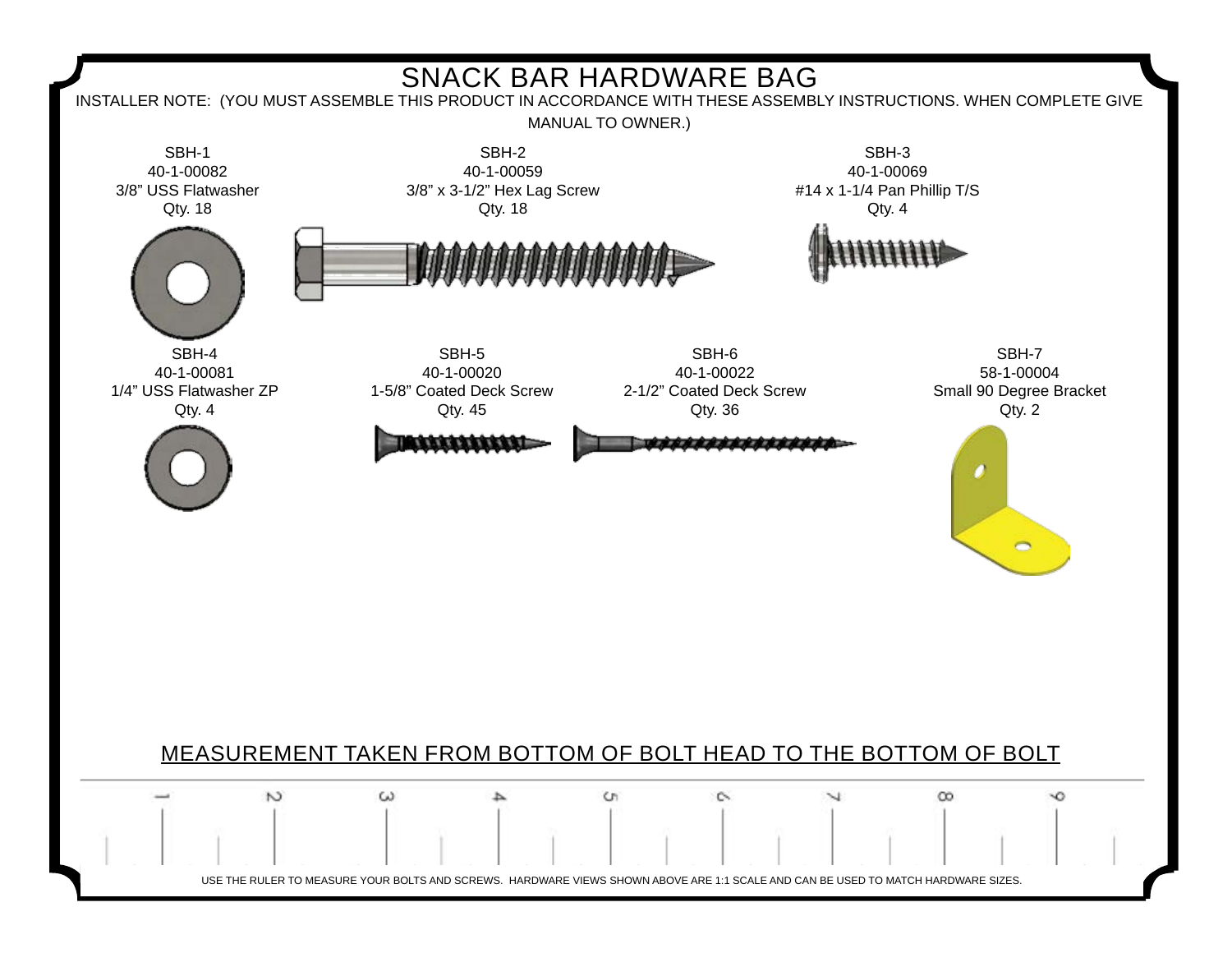# SNACK BAR HARDWARE BAG

INSTALLER NOTE: (YOU MUST ASSEMBLE THIS PRODUCT IN ACCORDANCE WITH THESE ASSEMBLY INSTRUCTIONS. WHEN COMPLETE GIVE MANUAL TO OWNER.)

SBH-1
40-1-00082
3/8” USS Flatwasher
Qty. 18

SBH-2
40-1-00059
3/8” x 3-1/2” Hex Lag Screw
Qty. 18

SBH-3
40-1-00069
#14 x 1-1/4 Pan Phillip T/S
Qty. 4

SBH-4
40-1-00081
1/4” USS Flatwasher ZP
Qty. 4

SBH-5
40-1-00020
1-5/8” Coated Deck Screw
Qty. 45

SBH-6
40-1-00022
2-1/2” Coated Deck Screw
Qty. 36

SBH-7
58-1-00004
Small 90 Degree Bracket
Qty. 2

MEASUREMENT TAKEN FROM BOTTOM OF BOLT HEAD TO THE BOTTOM OF BOLT

1 2 3 4 5 6 7 8 9

USE THE RULER TO MEASURE YOUR BOLTS AND SCREWS. HARDWARE VIEWS SHOWN ABOVE ARE 1:1 SCALE AND CAN BE USED TO MATCH HARDWARE SIZES.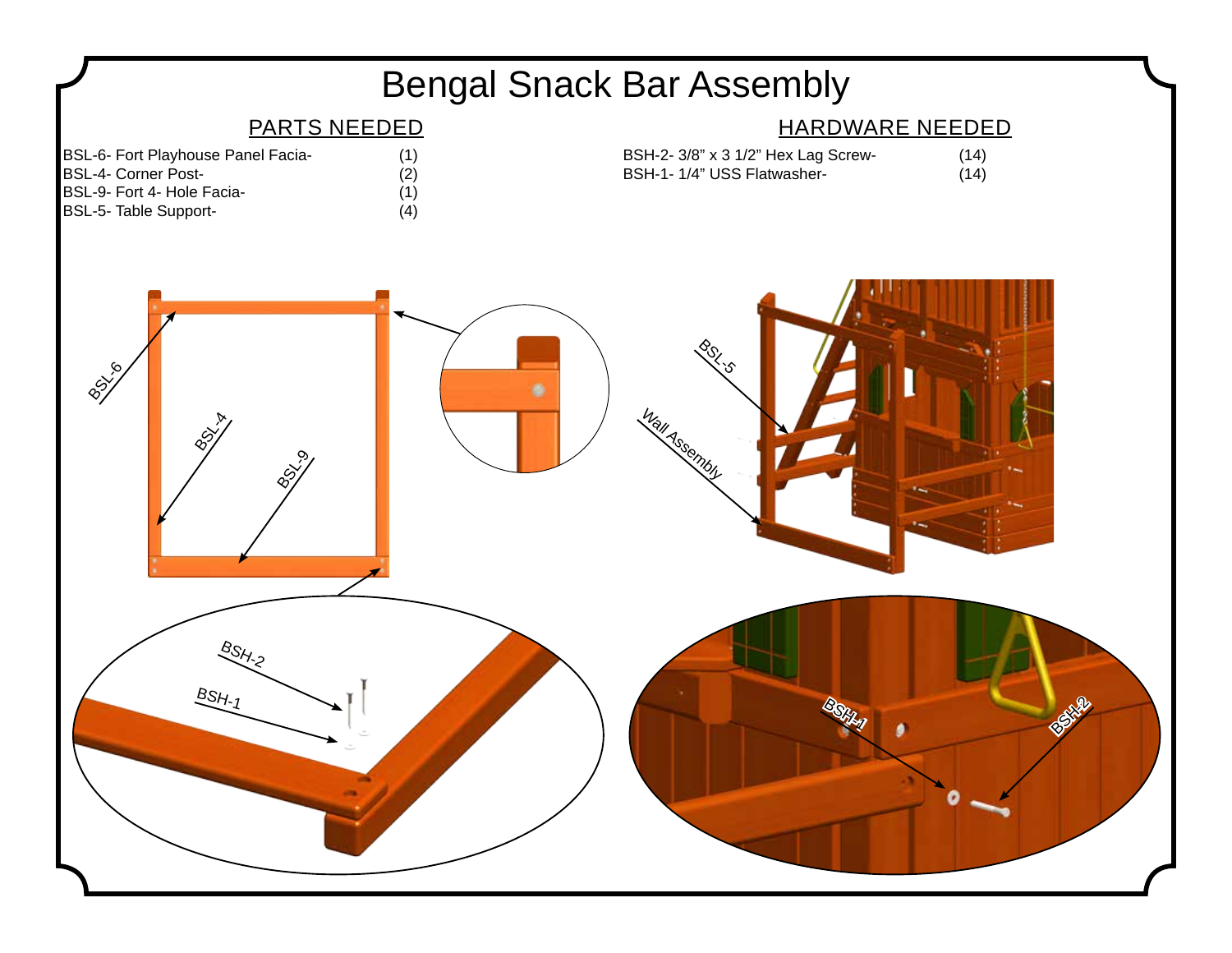# Bengal Snack Bar Assembly

## PARTS NEEDED

| Part | Qty |
|---|---|
| BSL-6- Fort Playhouse Panel Facia- | (1) |
| BSL-4- Corner Post- | (2) |
| BSL-9- Fort 4- Hole Facia- | (1) |
| BSL-5- Table Support- | (4) |

## HARDWARE NEEDED

| Hardware | Qty |
|---|---|
| BSH-2- 3/8" x 3 1/2" Hex Lag Screw- | (14) |
| BSH-1- 1/4" USS Flatwasher- | (14) |

BSL-6

BSL-4

BSL-9

BSL-5

Wall Assembly

BSH-2

BSH-1

BSH-1

BSH-2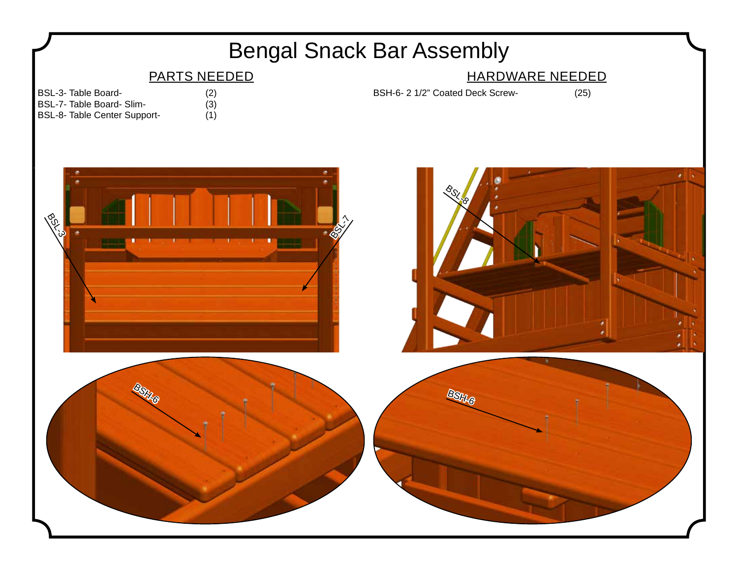# Bengal Snack Bar Assembly

## PARTS NEEDED

| Part | Qty |
|---|---|
| BSL-3- Table Board- | (2) |
| BSL-7- Table Board- Slim- | (3) |
| BSL-8- Table Center Support- | (1) |

## HARDWARE NEEDED

| Hardware | Qty |
|---|---|
| BSH-6- 2 1/2" Coated Deck Screw- | (25) |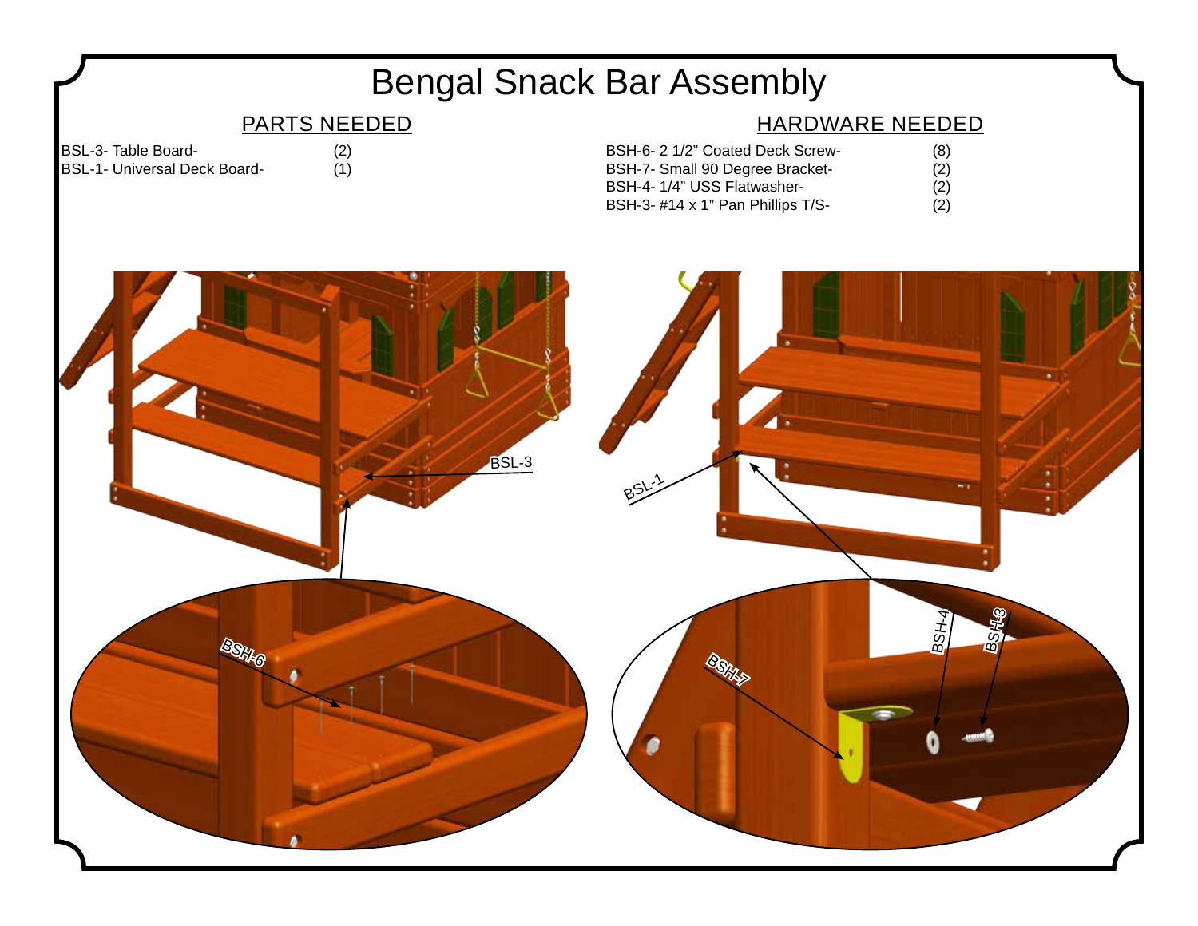# Bengal Snack Bar Assembly

## PARTS NEEDED

| Part | Qty |
|---|---|
| BSL-3- Table Board- | (2) |
| BSL-1- Universal Deck Board- | (1) |

## HARDWARE NEEDED

| Hardware | Qty |
|---|---|
| BSH-6- 2 1/2" Coated Deck Screw- | (8) |
| BSH-7- Small 90 Degree Bracket- | (2) |
| BSH-4- 1/4" USS Flatwasher- | (2) |
| BSH-3- #14 x 1" Pan Phillips T/S- | (2) |

BSL-3

BSH-6

BSL-1

BSH-7

BSH-4

BSH-3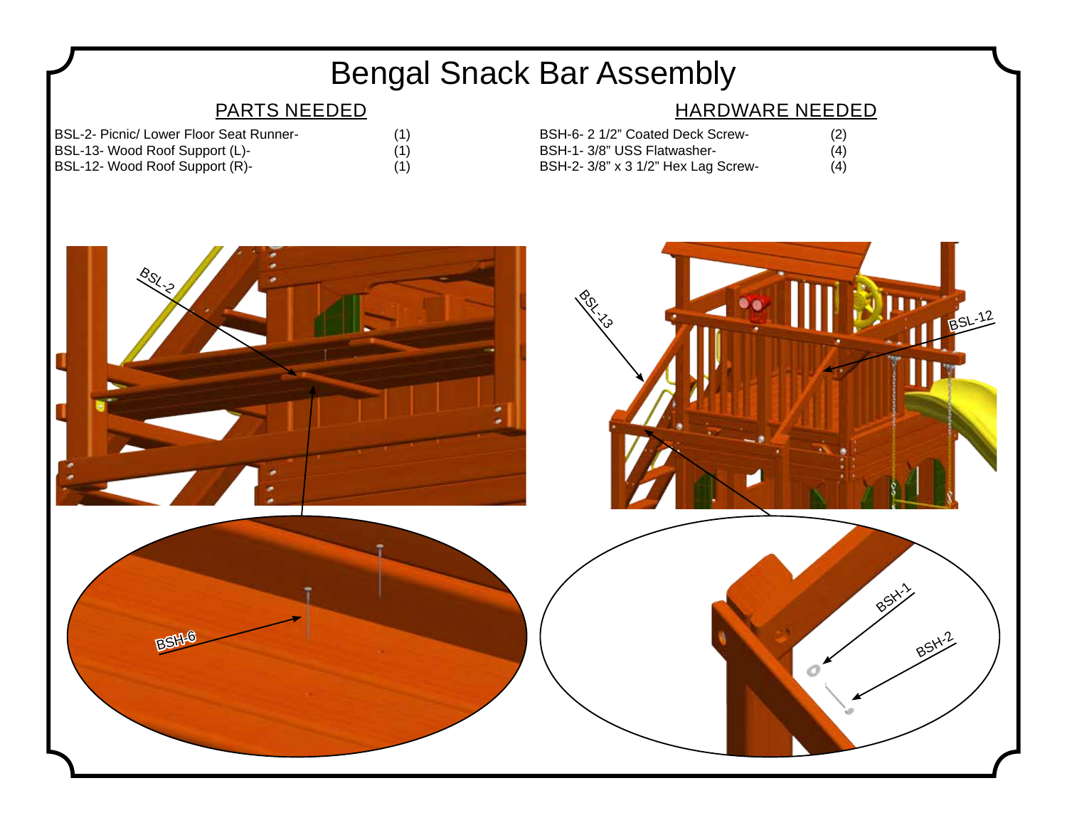# Bengal Snack Bar Assembly

## PARTS NEEDED

| Part | Qty |
|---|---|
| BSL-2- Picnic/ Lower Floor Seat Runner- | (1) |
| BSL-13- Wood Roof Support (L)- | (1) |
| BSL-12- Wood Roof Support (R)- | (1) |

## HARDWARE NEEDED

| Hardware | Qty |
|---|---|
| BSH-6- 2 1/2" Coated Deck Screw- | (2) |
| BSH-1- 3/8" USS Flatwasher- | (4) |
| BSH-2- 3/8" x 3 1/2" Hex Lag Screw- | (4) |

BSL-2

BSH-6

BSL-13

BSL-12

BSH-1

BSH-2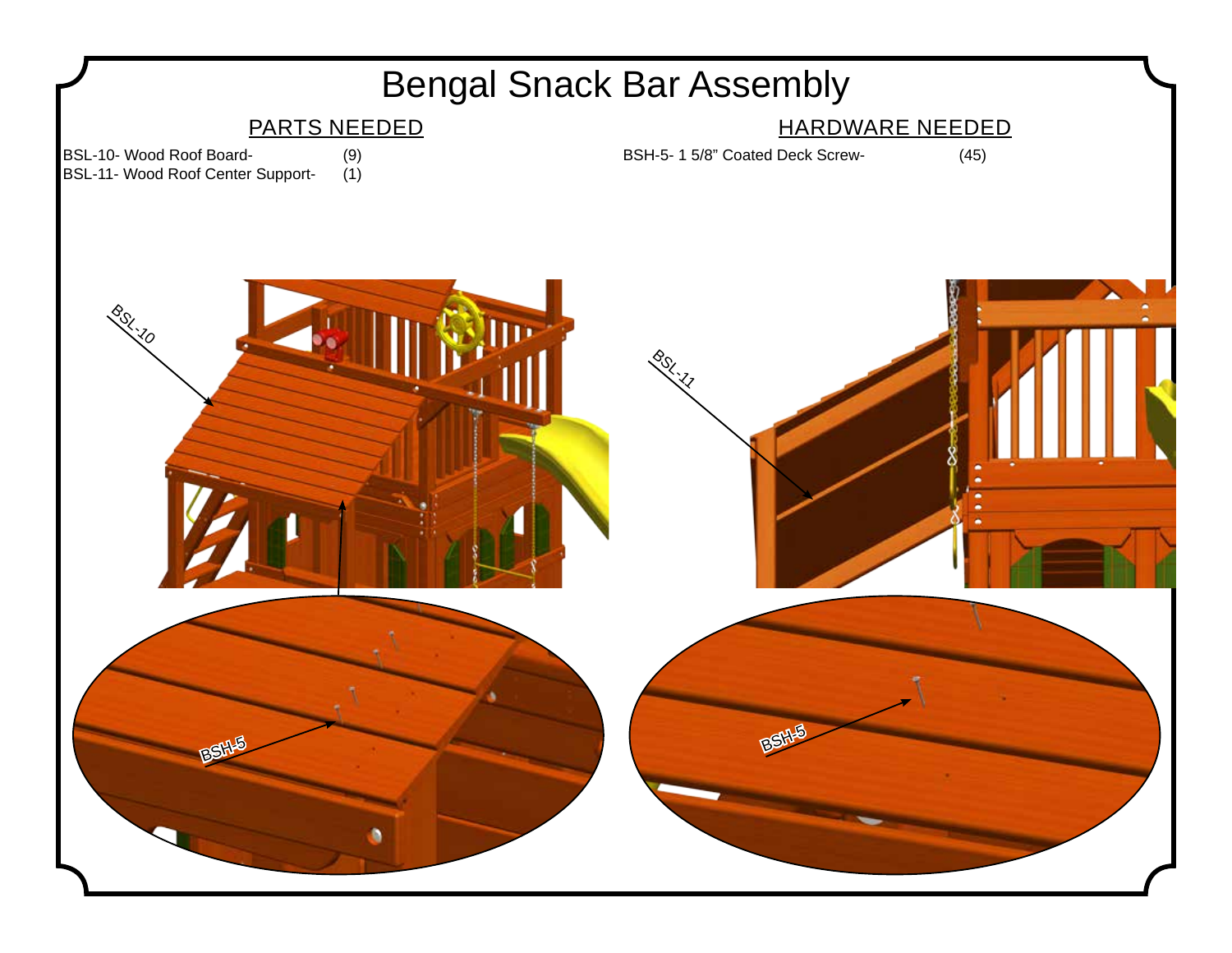# Bengal Snack Bar Assembly

## PARTS NEEDED

BSL-10- Wood Roof Board- (9)
BSL-11- Wood Roof Center Support- (1)

## HARDWARE NEEDED

BSH-5- 1 5/8" Coated Deck Screw- (45)